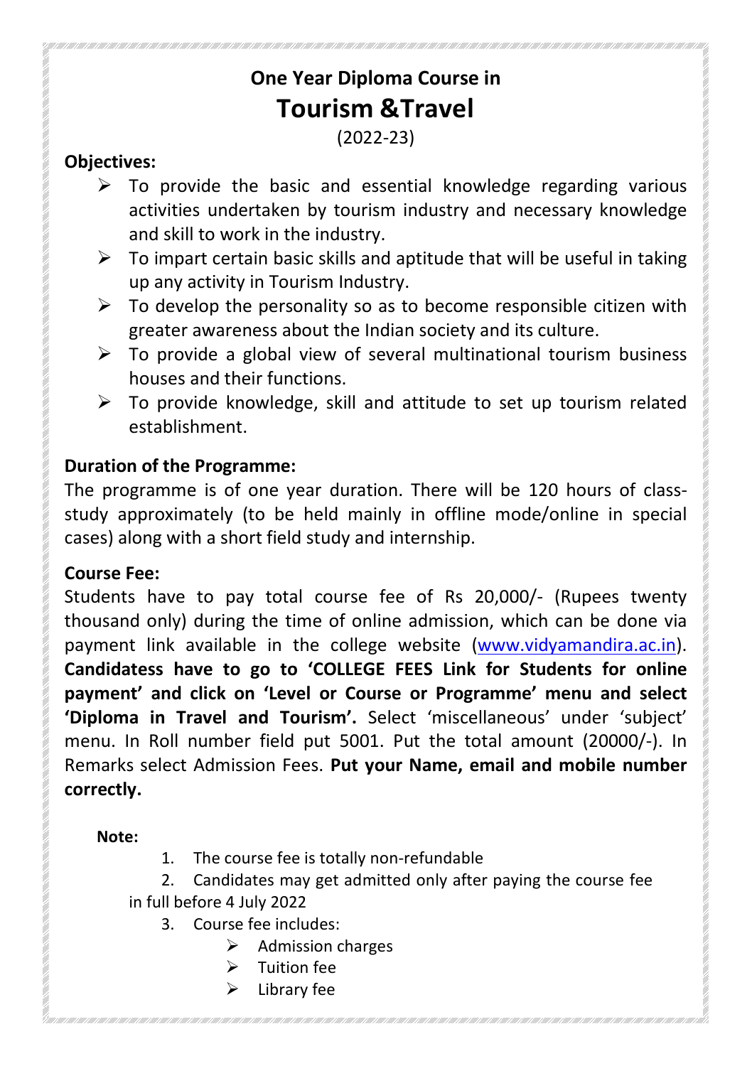# One Year Diploma Course in

# Tourism &Travel

(2022-23)

**Objectives:**

- To provide the basic and essential knowledge regarding various activities undertaken by tourism industry and necessary knowledge and skill to work in the industry.
- To impart certain basic skills and aptitude that will be useful in taking up any activity in Tourism Industry.
- To develop the personality so as to become responsible citizen with greater awareness about the Indian society and its culture.
- To provide a global view of several multinational tourism business houses and their functions.
- To provide knowledge, skill and attitude to set up tourism related establishment.

**Duration of the Programme:**

The programme is of one year duration. There will be 120 hours of class-study approximately (to be held mainly in offline mode/online in special cases) along with a short field study and internship.

**Course Fee:**

Students have to pay total course fee of Rs 20,000/- (Rupees twenty thousand only) during the time of online admission, which can be done via payment link available in the college website (www.vidyamandira.ac.in). **Candidatess have to go to 'COLLEGE FEES Link for Students for online payment' and click on 'Level or Course or Programme' menu and select 'Diploma in Travel and Tourism'.** Select 'miscellaneous' under 'subject' menu. In Roll number field put 5001. Put the total amount (20000/-). In Remarks select Admission Fees. **Put your Name, email and mobile number correctly.**

**Note:**

1. The course fee is totally non-refundable
2. Candidates may get admitted only after paying the course fee in full before 4 July 2022
3. Course fee includes:
   - Admission charges
   - Tuition fee
   - Library fee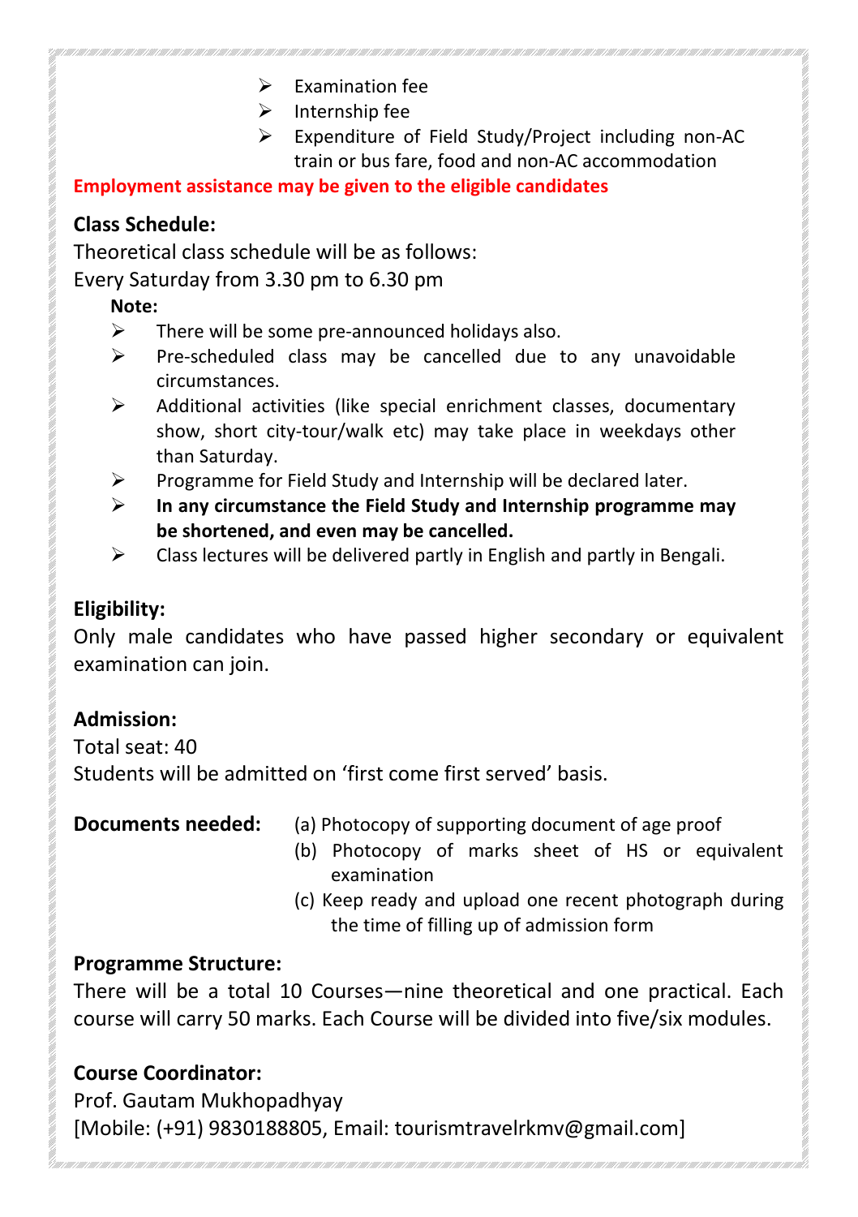- Examination fee
- Internship fee
- Expenditure of Field Study/Project including non-AC train or bus fare, food and non-AC accommodation

**Employment assistance may be given to the eligible candidates**

**Class Schedule:**

Theoretical class schedule will be as follows:

Every Saturday from 3.30 pm to 6.30 pm

**Note:**

- There will be some pre-announced holidays also.
- Pre-scheduled class may be cancelled due to any unavoidable circumstances.
- Additional activities (like special enrichment classes, documentary show, short city-tour/walk etc) may take place in weekdays other than Saturday.
- Programme for Field Study and Internship will be declared later.
- **In any circumstance the Field Study and Internship programme may be shortened, and even may be cancelled.**
- Class lectures will be delivered partly in English and partly in Bengali.

**Eligibility:**

Only male candidates who have passed higher secondary or equivalent examination can join.

**Admission:**

Total seat: 40

Students will be admitted on 'first come first served' basis.

**Documents needed:**

(a) Photocopy of supporting document of age proof

(b) Photocopy of marks sheet of HS or equivalent examination

(c) Keep ready and upload one recent photograph during the time of filling up of admission form

**Programme Structure:**

There will be a total 10 Courses—nine theoretical and one practical. Each course will carry 50 marks. Each Course will be divided into five/six modules.

**Course Coordinator:**

Prof. Gautam Mukhopadhyay

[Mobile: (+91) 9830188805, Email: tourismtravelrkmv@gmail.com]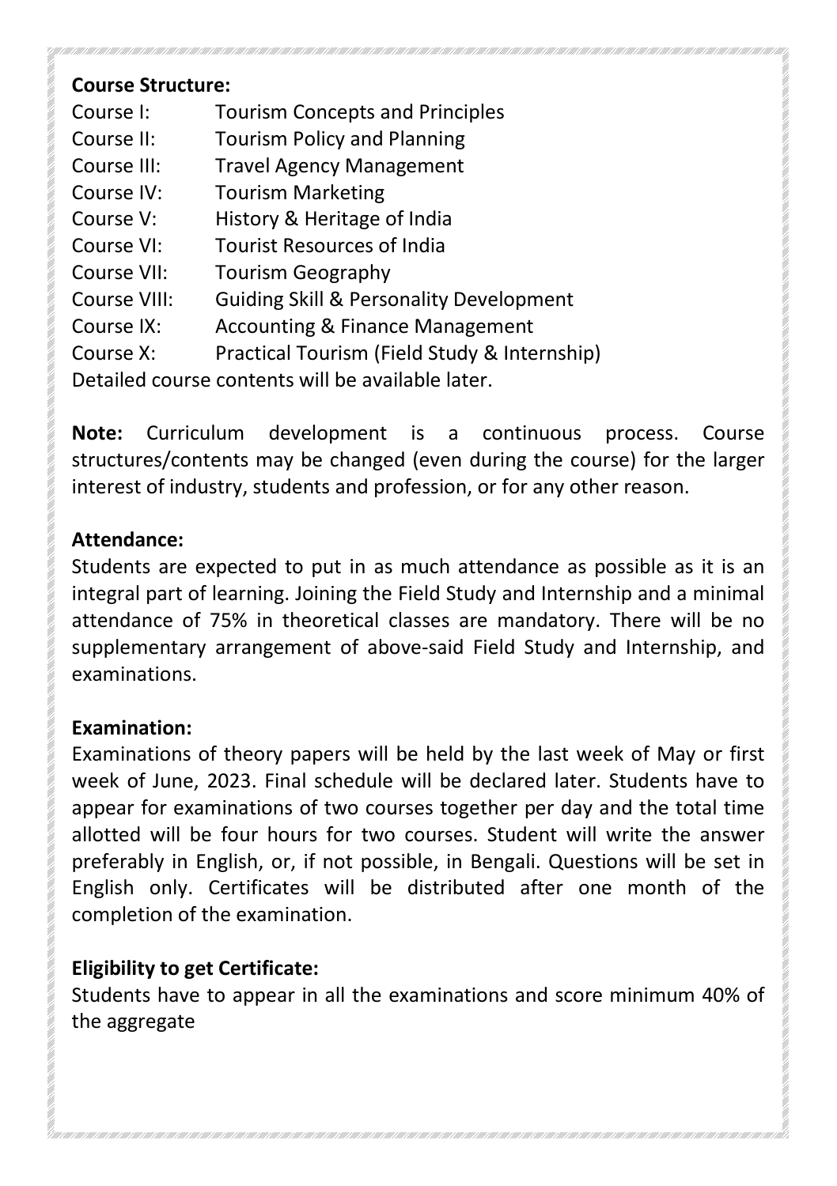**Course Structure:**

Course I: Tourism Concepts and Principles
Course II: Tourism Policy and Planning
Course III: Travel Agency Management
Course IV: Tourism Marketing
Course V: History & Heritage of India
Course VI: Tourist Resources of India
Course VII: Tourism Geography
Course VIII: Guiding Skill & Personality Development
Course IX: Accounting & Finance Management
Course X: Practical Tourism (Field Study & Internship)
Detailed course contents will be available later.

**Note:** Curriculum development is a continuous process. Course structures/contents may be changed (even during the course) for the larger interest of industry, students and profession, or for any other reason.

**Attendance:**

Students are expected to put in as much attendance as possible as it is an integral part of learning. Joining the Field Study and Internship and a minimal attendance of 75% in theoretical classes are mandatory. There will be no supplementary arrangement of above-said Field Study and Internship, and examinations.

**Examination:**

Examinations of theory papers will be held by the last week of May or first week of June, 2023. Final schedule will be declared later. Students have to appear for examinations of two courses together per day and the total time allotted will be four hours for two courses. Student will write the answer preferably in English, or, if not possible, in Bengali. Questions will be set in English only. Certificates will be distributed after one month of the completion of the examination.

**Eligibility to get Certificate:**

Students have to appear in all the examinations and score minimum 40% of the aggregate